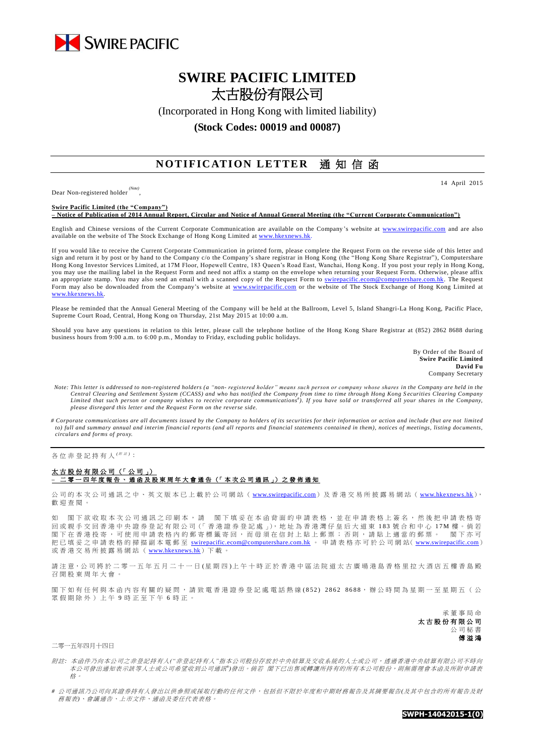SWIRE PACIFIC

# SWIRE PACIFIC LIMITED
# 太古股份有限公司

(Incorporated in Hong Kong with limited liability)

**(Stock Codes: 00019 and 00087)**

## NOTIFICATION LETTER 通知信函

14 April 2015

Dear Non-registered holder [(Note)],

**Swire Pacific Limited (the "Company")**
**– Notice of Publication of 2014 Annual Report, Circular and Notice of Annual General Meeting (the "Current Corporate Communication")**

English and Chinese versions of the Current Corporate Communication are available on the Company's website at www.swirepacific.com and are also available on the website of The Stock Exchange of Hong Kong Limited at www.hkexnews.hk.

If you would like to receive the Current Corporate Communication in printed form, please complete the Request Form on the reverse side of this letter and sign and return it by post or by hand to the Company c/o the Company's share registrar in Hong Kong (the "Hong Kong Share Registrar"), Computershare Hong Kong Investor Services Limited, at 17M Floor, Hopewell Centre, 183 Queen's Road East, Wanchai, Hong Kong. If you post your reply in Hong Kong, you may use the mailing label in the Request Form and need not affix a stamp on the envelope when returning your Request Form. Otherwise, please affix an appropriate stamp. You may also send an email with a scanned copy of the Request Form to swirepacific.ecom@computershare.com.hk. The Request Form may also be downloaded from the Company's website at www.swirepacific.com or the website of The Stock Exchange of Hong Kong Limited at www.hkexnews.hk.

Please be reminded that the Annual General Meeting of the Company will be held at the Ballroom, Level 5, Island Shangri-La Hong Kong, Pacific Place, Supreme Court Road, Central, Hong Kong on Thursday, 21st May 2015 at 10:00 a.m.

Should you have any questions in relation to this letter, please call the telephone hotline of the Hong Kong Share Registrar at (852) 2862 8688 during business hours from 9:00 a.m. to 6:00 p.m., Monday to Friday, excluding public holidays.

By Order of the Board of
**Swire Pacific Limited**
**David Fu**
Company Secretary

*Note: This letter is addressed to non-registered holders (a "non- registered holder" means such person or company whose shares in the Company are held in the Central Clearing and Settlement System (CCASS) and who has notified the Company from time to time through Hong Kong Securities Clearing Company Limited that such person or company wishes to receive corporate communications[#]). If you have sold or transferred all your shares in the Company, please disregard this letter and the Request Form on the reverse side.*

*# Corporate communications are all documents issued by the Company to holders of its securities for their information or action and include (but are not limited to) full and summary annual and interim financial reports (and all reports and financial statements contained in them), notices of meetings, listing documents, circulars and forms of proxy.*

---

各位非登記持有人[(附註)]：

**太古股份有限公司（「公司」）**
**– 二零一四年度報告、通函及股東周年大會通告（「本次公司通訊」）之發佈通知**

公司的本次公司通訊之中、英文版本已上載於公司網站（www.swirepacific.com）及香港交易所披露易網站（www.hkexnews.hk），歡迎查閱。

如 閣下欲收取本次公司通訊之印刷本，請 閣下填妥在本函背面的申請表格，並在申請表格上簽名，然後把申請表格寄回或親手交回香港中央證券登記有限公司（「香港證券登記處」），地址為香港灣仔皇后大道東183號合和中心17M樓。倘若閣下在香港投寄，可使用申請表格內的郵寄標籤寄回，而毋須在信封上貼上郵票；否則，請貼上適當的郵票。 閣下亦可把已填妥之申請表格的掃描副本電郵至 swirepacific.ecom@computershare.com.hk 。申請表格亦可於公司網站（www.swirepacific.com）或香港交易所披露易網站（www.hkexnews.hk）下載。

請注意，公司將於二零一五年五月二十一日(星期四)上午十時正於香港中區法院道太古廣場港島香格里拉大酒店五樓香島殿召開股東周年大會。

閣下如有任何與本函內容有關的疑問，請致電香港證券登記處電話熱線(852) 2862 8688，辦公時間為星期一至星期五（公眾假期除外）上午9時正至下午6時正。

承董事局命
**太古股份有限公司**
公司秘書
**傅溢鴻**

二零一五年四月十四日

*附註：本函件乃向本公司之非登記持有人("非登記持有人"指本公司股份存放於中央結算及交收系統的人士或公司，透過香港中央結算有限公司不時向本公司發出通知表示該等人士或公司希望收到公司通訊[#])發出。倘若 閣下已出售或轉讓所持有的所有本公司股份，則無需理會本函及所附申請表格。*

*# 公司通訊乃公司向其證券持有人發出以供參照或採取行動的任何文件，包括但不限於年度和中期財務報告及其摘要報告(及其中包含的所有報告及財務報表)、會議通告、上市文件、通函及委任代表表格。*

**SWPH-14042015-1(0)**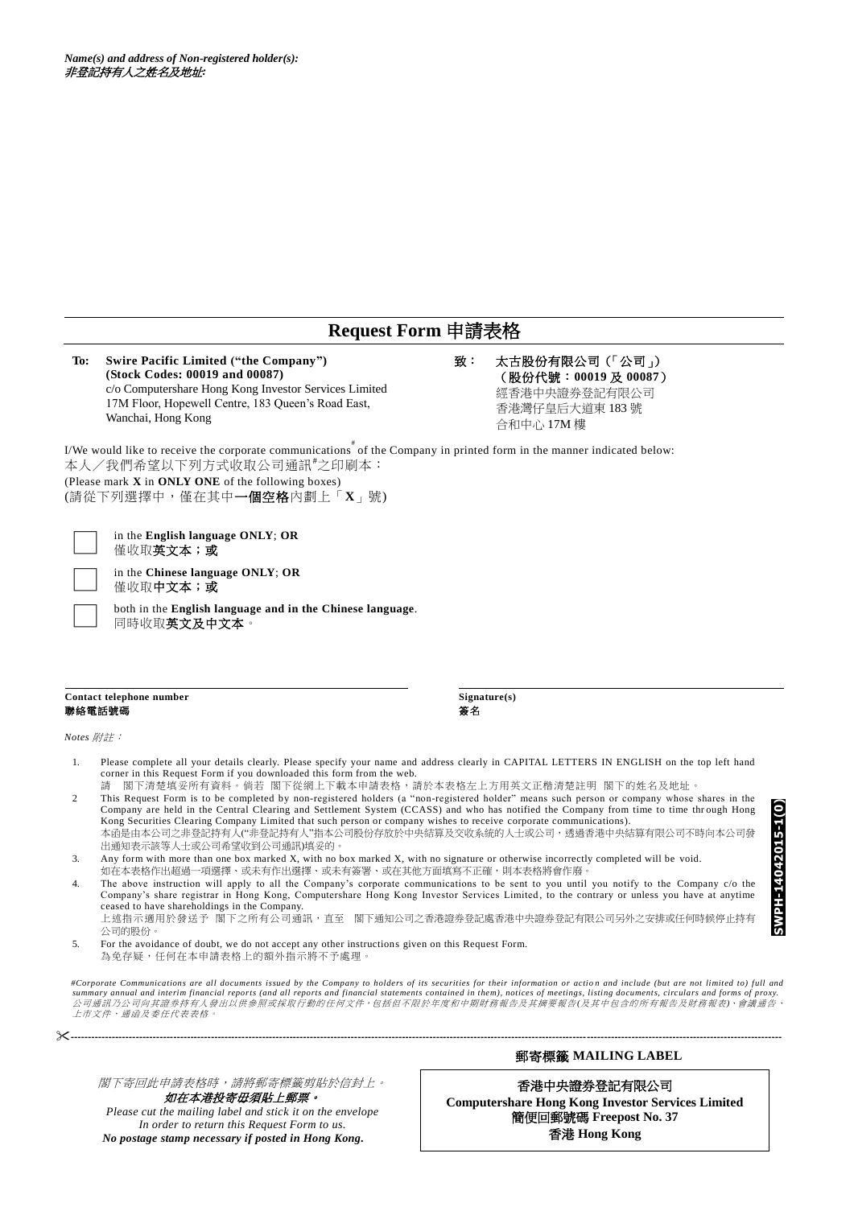***Name(s) and address of Non-registered holder(s):***
***非登記持有人之姓名及地址:***

# Request Form 申請表格

**To: Swire Pacific Limited ("the Company")**
**(Stock Codes: 00019 and 00087)**
c/o Computershare Hong Kong Investor Services Limited
17M Floor, Hopewell Centre, 183 Queen's Road East,
Wanchai, Hong Kong

**致： 太古股份有限公司（「公司」）**
**（股份代號：00019 及 00087）**
經香港中央證券登記有限公司
香港灣仔皇后大道東 183 號
合和中心 17M 樓

I/We would like to receive the corporate communications# of the Company in printed form in the manner indicated below:
本人／我們希望以下列方式收取公司通訊#之印刷本：
(Please mark **X** in **ONLY ONE** of the following boxes)
(請從下列選擇中，僅在其中**一個空格**內劃上「**X**」號)

☐ in the **English language ONLY**; **OR**
僅收取**英文本；或**

☐ in the **Chinese language ONLY**; **OR**
僅收取**中文本；或**

☐ both in the **English language and in the Chinese language**.
同時收取**英文及中文本**。

**Contact telephone number**
**聯絡電話號碼**

**Signature(s)**
**簽名**

*Notes 附註：*

1. Please complete all your details clearly. Please specify your name and address clearly in CAPITAL LETTERS IN ENGLISH on the top left hand corner in this Request Form if you downloaded this form from the web.
請 閣下清楚填妥所有資料。倘若 閣下從網上下載本申請表格，請於本表格左上方用英文正楷清楚註明 閣下的姓名及地址。
2. This Request Form is to be completed by non-registered holders (a "non-registered holder" means such person or company whose shares in the Company are held in the Central Clearing and Settlement System (CCASS) and who has notified the Company from time to time through Hong Kong Securities Clearing Company Limited that such person or company wishes to receive corporate communications).
本函是由本公司之非登記持有人("非登記持有人"指本公司股份存放於中央結算及交收系統的人士或公司，透過香港中央結算有限公司不時向本公司發出通知表示該等人士或公司希望收到公司通訊)填妥的。
3. Any form with more than one box marked X, with no box marked X, with no signature or otherwise incorrectly completed will be void.
如在本表格作出超過一項選擇、或未有作出選擇、或未有簽署、或在其他方面填寫不正確，則本表格將會作廢。
4. The above instruction will apply to all the Company's corporate communications to be sent to you until you notify to the Company c/o the Company's share registrar in Hong Kong, Computershare Hong Kong Investor Services Limited, to the contrary or unless you have at anytime ceased to have shareholdings in the Company.
上述指示適用於發送予 閣下之所有公司通訊，直至 閣下通知公司之香港證券登記處香港中央證券登記有限公司另外之安排或任何時候停止持有公司的股份。
5. For the avoidance of doubt, we do not accept any other instructions given on this Request Form.
為免存疑，任何在本申請表格上的額外指示將不予處理。

*#Corporate Communications are all documents issued by the Company to holders of its securities for their information or action and include (but are not limited to) full and summary annual and interim financial reports (and all reports and financial statements contained in them), notices of meetings, listing documents, circulars and forms of proxy.*
*公司通訊乃公司向其證券持有人發出以供參照或採取行動的任何文件，包括但不限於年度和中期財務報告及其摘要報告(及其中包含的所有報告及財務報表)、會議通告、上市文件、通函及委任代表表格。*

SWPH-14042015-1(0)

---

**郵寄標籤 MAILING LABEL**

*閣下寄回此申請表格時，請將郵寄標籤剪貼於信封上。*
***如在本港投寄毋須貼上郵票。***
*Please cut the mailing label and stick it on the envelope*
*In order to return this Request Form to us.*
***No postage stamp necessary if posted in Hong Kong.***

**香港中央證券登記有限公司**
**Computershare Hong Kong Investor Services Limited**
**簡便回郵號碼 Freepost No. 37**
**香港 Hong Kong**